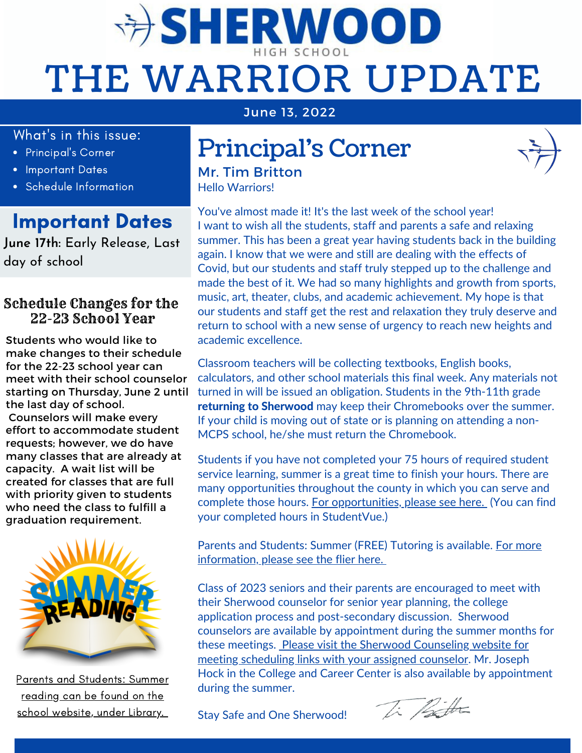# SHERWOOD HIGH SCHOOL

# THE WARRIOR UPDATE

June 13, 2022

What's in this issue:

- Principal's Corner
- Important Dates
- Schedule Information

## Important Dates

**June 17th**: Early Release, Last day of school

## Schedule Changes for the 22-23 School Year

**Students who would like to make changes to their schedule for the 22-23 school year can meet with their school counselor starting on Thursday, June 2 until the last day of school. Counselors will make every effort to accommodate student requests; however, we do have many classes that are already at capacity. A wait list will be created for classes that are full with priority given to students who need the class to fulfill a graduation requirement.**

Parents and Students: Summer reading can be found on the school website, under Library.

## Principal's Corner

### Mr. Tim Britton

Hello Warriors!

You've almost made it! It's the last week of the school year! I want to wish all the students, staff and parents a safe and relaxing summer. This has been a great year having students back in the building again. I know that we were and still are dealing with the effects of Covid, but our students and staff truly stepped up to the challenge and made the best of it. We had so many highlights and growth from sports, music, art, theater, clubs, and academic achievement. My hope is that our students and staff get the rest and relaxation they truly deserve and return to school with a new sense of urgency to reach new heights and academic excellence.

Classroom teachers will be collecting textbooks, English books, calculators, and other school materials this final week. Any materials not turned in will be issued an obligation. Students in the 9th-11th grade **returning to Sherwood** may keep their Chromebooks over the summer. If your child is moving out of state or is planning on attending a non-MCPS school, he/she must return the Chromebook.

Students if you have not completed your 75 hours of required student service learning, summer is a great time to finish your hours. There are many opportunities throughout the county in which you can serve and complete those hours. For opportunities, please see here. (You can find your completed hours in StudentVue.)

Parents and Students: Summer (FREE) Tutoring is available. For more information, please see the flier here.

Class of 2023 seniors and their parents are encouraged to meet with their Sherwood counselor for senior year planning, the college application process and post-secondary discussion. Sherwood counselors are available by appointment during the summer months for these meetings. Please visit the Sherwood Counseling website for meeting scheduling links with your assigned counselor. Mr. Joseph Hock in the College and Career Center is also available by appointment during the summer.

Stay Safe and One Sherwood!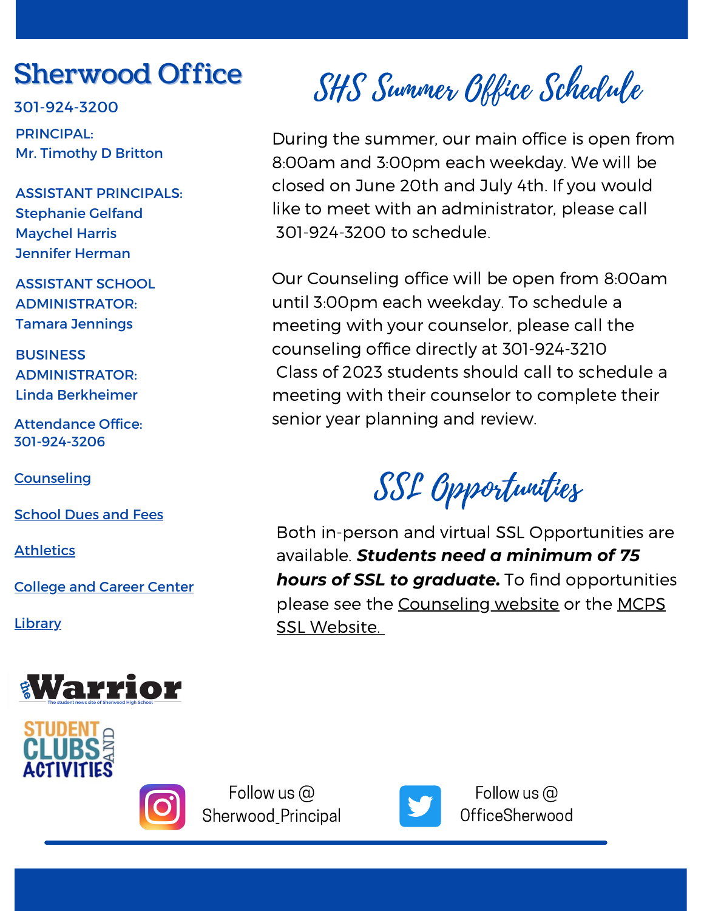## Sherwood Office

301-924-3200

PRINCIPAL:
Mr. Timothy D Britton

ASSISTANT PRINCIPALS:
Stephanie Gelfand
Maychel Harris
Jennifer Herman

ASSISTANT SCHOOL ADMINISTRATOR:
Tamara Jennings

BUSINESS ADMINISTRATOR:
Linda Berkheimer

Attendance Office:
301-924-3206

Counseling

School Dues and Fees

Athletics

College and Career Center

Library

the Warrior
The student news site of Sherwood High School

STUDENT CLUBS AND ACTIVITIES

## SHS Summer Office Schedule

During the summer, our main office is open from 8:00am and 3:00pm each weekday. We will be closed on June 20th and July 4th. If you would like to meet with an administrator, please call 301-924-3200 to schedule.

Our Counseling office will be open from 8:00am until 3:00pm each weekday. To schedule a meeting with your counselor, please call the counseling office directly at 301-924-3210 Class of 2023 students should call to schedule a meeting with their counselor to complete their senior year planning and review.

## SSL Opportunities

Both in-person and virtual SSL Opportunities are available. ***Students need a minimum of 75 hours of SSL to graduate.*** To find opportunities please see the Counseling website or the MCPS SSL Website.

Follow us @ Sherwood_Principal

Follow us @ OfficeSherwood